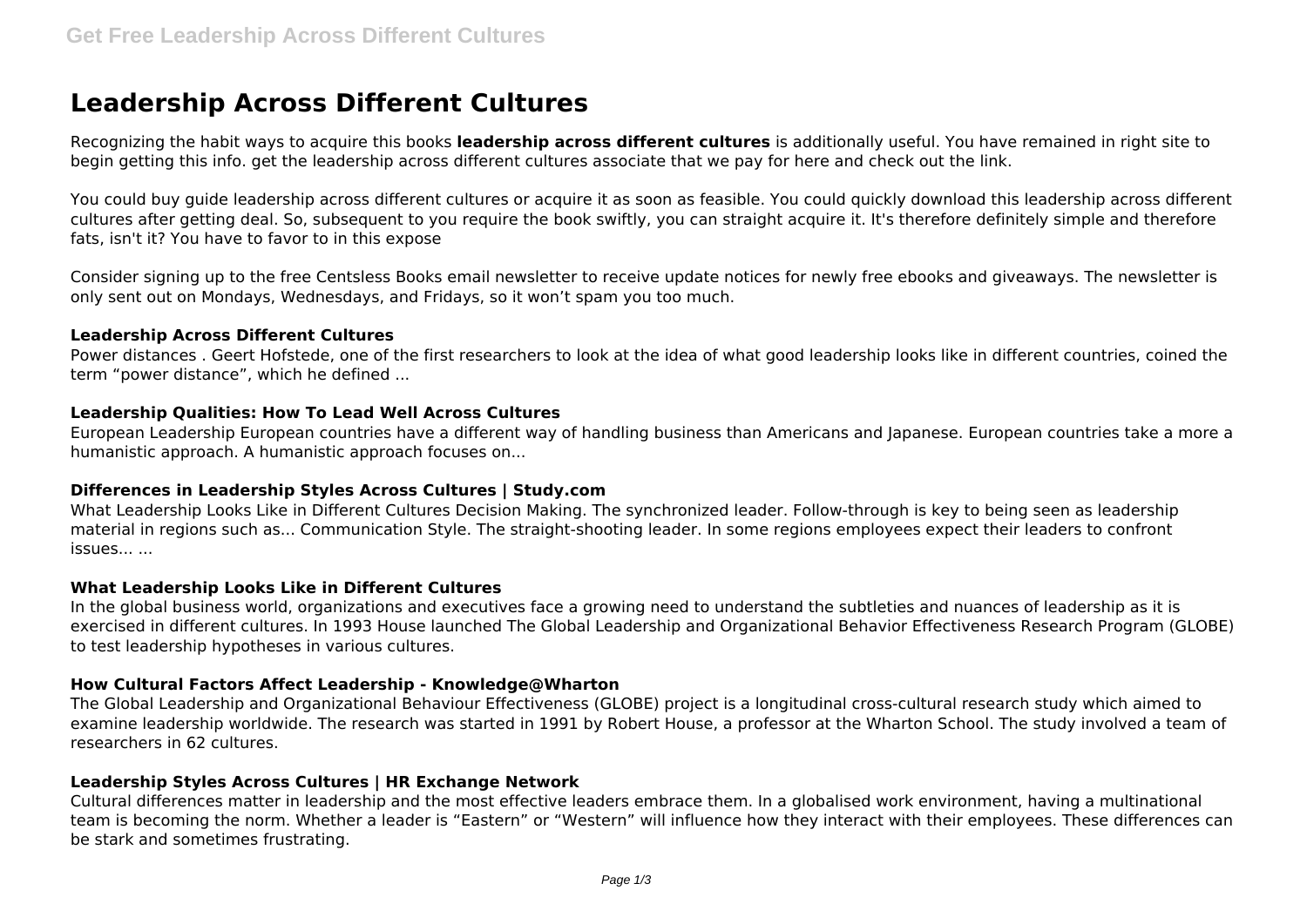# Leadership Across Different Cultures

Recognizing the habit ways to acquire this books **leadership across different cultures** is additionally useful. You have remained in right site to begin getting this info. get the leadership across different cultures associate that we pay for here and check out the link.

You could buy guide leadership across different cultures or acquire it as soon as feasible. You could quickly download this leadership across different cultures after getting deal. So, subsequent to you require the book swiftly, you can straight acquire it. It's therefore definitely simple and therefore fats, isn't it? You have to favor to in this expose

Consider signing up to the free Centsless Books email newsletter to receive update notices for newly free ebooks and giveaways. The newsletter is only sent out on Mondays, Wednesdays, and Fridays, so it won't spam you too much.

#### Leadership Across Different Cultures

Power distances . Geert Hofstede, one of the first researchers to look at the idea of what good leadership looks like in different countries, coined the term "power distance", which he defined ...

#### Leadership Qualities: How To Lead Well Across Cultures

European Leadership European countries have a different way of handling business than Americans and Japanese. European countries take a more a humanistic approach. A humanistic approach focuses on...

#### Differences in Leadership Styles Across Cultures | Study.com

What Leadership Looks Like in Different Cultures Decision Making. The synchronized leader. Follow-through is key to being seen as leadership material in regions such as... Communication Style. The straight-shooting leader. In some regions employees expect their leaders to confront issues... ...

#### What Leadership Looks Like in Different Cultures

In the global business world, organizations and executives face a growing need to understand the subtleties and nuances of leadership as it is exercised in different cultures. In 1993 House launched The Global Leadership and Organizational Behavior Effectiveness Research Program (GLOBE) to test leadership hypotheses in various cultures.

#### How Cultural Factors Affect Leadership - Knowledge@Wharton

The Global Leadership and Organizational Behaviour Effectiveness (GLOBE) project is a longitudinal cross-cultural research study which aimed to examine leadership worldwide. The research was started in 1991 by Robert House, a professor at the Wharton School. The study involved a team of researchers in 62 cultures.

#### Leadership Styles Across Cultures | HR Exchange Network

Cultural differences matter in leadership and the most effective leaders embrace them. In a globalised work environment, having a multinational team is becoming the norm. Whether a leader is "Eastern" or "Western" will influence how they interact with their employees. These differences can be stark and sometimes frustrating.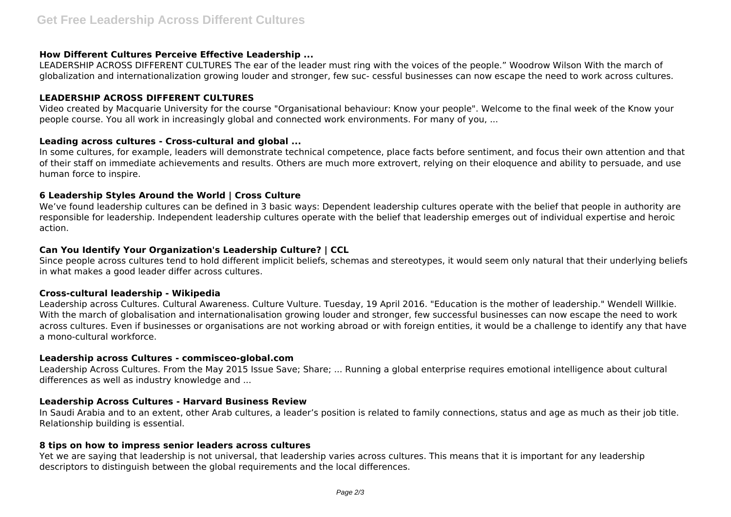### How Different Cultures Perceive Effective Leadership ...

LEADERSHIP ACROSS DIFFERENT CULTURES The ear of the leader must ring with the voices of the people." Woodrow Wilson With the march of globalization and internationalization growing louder and stronger, few suc- cessful businesses can now escape the need to work across cultures.

### LEADERSHIP ACROSS DIFFERENT CULTURES

Video created by Macquarie University for the course "Organisational behaviour: Know your people". Welcome to the final week of the Know your people course. You all work in increasingly global and connected work environments. For many of you, ...

### Leading across cultures - Cross-cultural and global ...

In some cultures, for example, leaders will demonstrate technical competence, place facts before sentiment, and focus their own attention and that of their staff on immediate achievements and results. Others are much more extrovert, relying on their eloquence and ability to persuade, and use human force to inspire.

### 6 Leadership Styles Around the World | Cross Culture

We've found leadership cultures can be defined in 3 basic ways: Dependent leadership cultures operate with the belief that people in authority are responsible for leadership. Independent leadership cultures operate with the belief that leadership emerges out of individual expertise and heroic action.

### Can You Identify Your Organization's Leadership Culture? | CCL

Since people across cultures tend to hold different implicit beliefs, schemas and stereotypes, it would seem only natural that their underlying beliefs in what makes a good leader differ across cultures.

### Cross-cultural leadership - Wikipedia

Leadership across Cultures. Cultural Awareness. Culture Vulture. Tuesday, 19 April 2016. "Education is the mother of leadership." Wendell Willkie. With the march of globalisation and internationalisation growing louder and stronger, few successful businesses can now escape the need to work across cultures. Even if businesses or organisations are not working abroad or with foreign entities, it would be a challenge to identify any that have a mono-cultural workforce.

### Leadership across Cultures - commisceo-global.com

Leadership Across Cultures. From the May 2015 Issue Save; Share; ... Running a global enterprise requires emotional intelligence about cultural differences as well as industry knowledge and ...

### Leadership Across Cultures - Harvard Business Review

In Saudi Arabia and to an extent, other Arab cultures, a leader's position is related to family connections, status and age as much as their job title. Relationship building is essential.

### 8 tips on how to impress senior leaders across cultures

Yet we are saying that leadership is not universal, that leadership varies across cultures. This means that it is important for any leadership descriptors to distinguish between the global requirements and the local differences.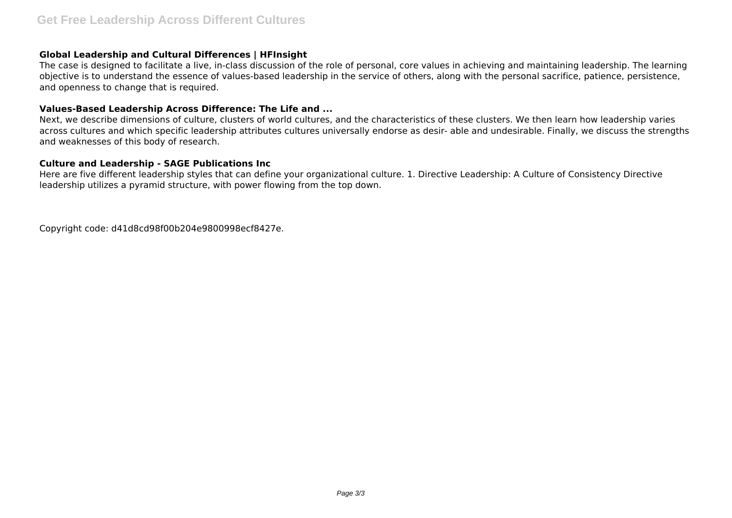**Global Leadership and Cultural Differences | HFInsight**

The case is designed to facilitate a live, in-class discussion of the role of personal, core values in achieving and maintaining leadership. The learning objective is to understand the essence of values-based leadership in the service of others, along with the personal sacrifice, patience, persistence, and openness to change that is required.

**Values-Based Leadership Across Difference: The Life and ...**

Next, we describe dimensions of culture, clusters of world cultures, and the characteristics of these clusters. We then learn how leadership varies across cultures and which specific leadership attributes cultures universally endorse as desir- able and undesirable. Finally, we discuss the strengths and weaknesses of this body of research.

**Culture and Leadership - SAGE Publications Inc**

Here are five different leadership styles that can define your organizational culture. 1. Directive Leadership: A Culture of Consistency Directive leadership utilizes a pyramid structure, with power flowing from the top down.

Copyright code: d41d8cd98f00b204e9800998ecf8427e.